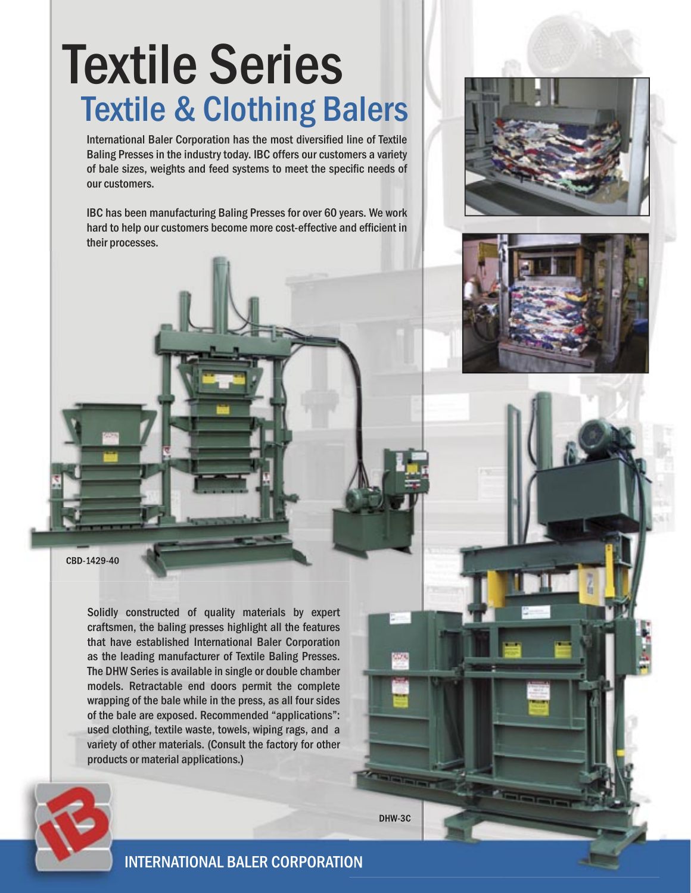# Textile Series

## Textile & Clothing Balers

International Baler Corporation has the most diversified line of Textile Baling Presses in the industry today. IBC offers our customers a variety of bale sizes, weights and feed systems to meet the specific needs of our customers.

IBC has been manufacturing Baling Presses for over 60 years. We work hard to help our customers become more cost-effective and efficient in their processes.

CBD-1429-40

Solidly constructed of quality materials by expert craftsmen, the baling presses highlight all the features that have established International Baler Corporation as the leading manufacturer of Textile Baling Presses. The DHW Series is available in single or double chamber models. Retractable end doors permit the complete wrapping of the bale while in the press, as all four sides of the bale are exposed. Recommended "applications": used clothing, textile waste, towels, wiping rags, and a variety of other materials. (Consult the factory for other products or material applications.)

DHW-3C

INTERNATIONAL BALER CORPORATION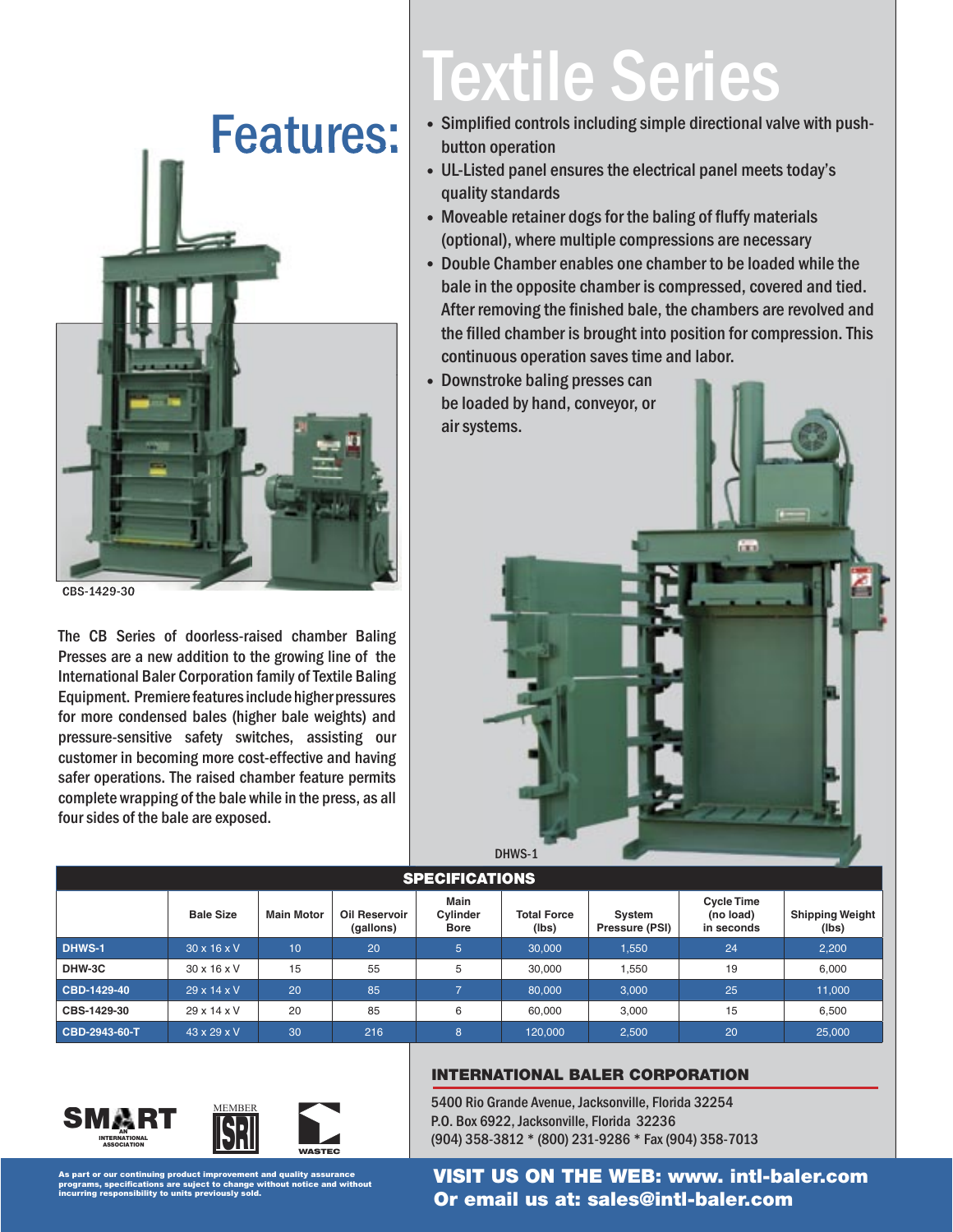# Textile Series

## Features:

- Simplified controls including simple directional valve with push-button operation
- UL-Listed panel ensures the electrical panel meets today's quality standards
- Moveable retainer dogs for the baling of fluffy materials (optional), where multiple compressions are necessary
- Double Chamber enables one chamber to be loaded while the bale in the opposite chamber is compressed, covered and tied. After removing the finished bale, the chambers are revolved and the filled chamber is brought into position for compression. This continuous operation saves time and labor.
- Downstroke baling presses can be loaded by hand, conveyor, or air systems.

CBS-1429-30

The CB Series of doorless-raised chamber Baling Presses are a new addition to the growing line of the International Baler Corporation family of Textile Baling Equipment. Premiere features include higher pressures for more condensed bales (higher bale weights) and pressure-sensitive safety switches, assisting our customer in becoming more cost-effective and having safer operations. The raised chamber feature permits complete wrapping of the bale while in the press, as all four sides of the bale are exposed.

DHWS-1

## SPECIFICATIONS

| | Bale Size | Main Motor | Oil Reservoir (gallons) | Main Cylinder Bore | Total Force (lbs) | System Pressure (PSI) | Cycle Time (no load) in seconds | Shipping Weight (lbs) |
|---|---|---|---|---|---|---|---|---|
| DHWS-1 | 30 x 16 x V | 10 | 20 | 5 | 30,000 | 1,550 | 24 | 2,200 |
| DHW-3C | 30 x 16 x V | 15 | 55 | 5 | 30,000 | 1,550 | 19 | 6,000 |
| CBD-1429-40 | 29 x 14 x V | 20 | 85 | 7 | 80,000 | 3,000 | 25 | 11,000 |
| CBS-1429-30 | 29 x 14 x V | 20 | 85 | 6 | 60,000 | 3,000 | 15 | 6,500 |
| CBD-2943-60-T | 43 x 29 x V | 30 | 216 | 8 | 120,000 | 2,500 | 20 | 25,000 |

SMART AN INTERNATIONAL ASSOCIATION

MEMBER ISRI

WASTEC

### INTERNATIONAL BALER CORPORATION

5400 Rio Grande Avenue, Jacksonville, Florida 32254
P.O. Box 6922, Jacksonville, Florida 32236
(904) 358-3812 * (800) 231-9286 * Fax (904) 358-7013

As part or our continuing product improvement and quality assurance programs, specifications are subject to change without notice and without incurring responsibility to units previously sold.

**VISIT US ON THE WEB: www. intl-baler.com**
**Or email us at: sales@intl-baler.com**